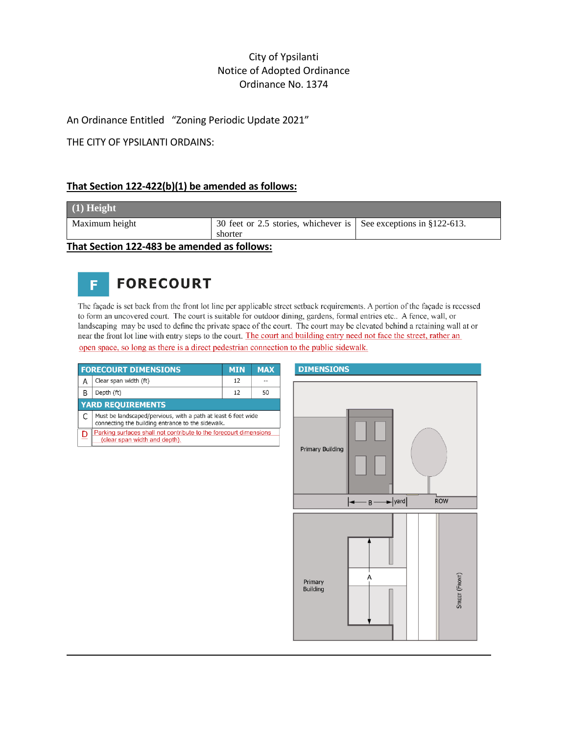City of Ypsilanti
Notice of Adopted Ordinance
Ordinance No. 1374

An Ordinance Entitled "Zoning Periodic Update 2021"

THE CITY OF YPSILANTI ORDAINS:

**That Section 122-422(b)(1) be amended as follows:**

| (1) Height | | |
|---|---|---|
| Maximum height | 30 feet or 2.5 stories, whichever is shorter | See exceptions in §122-613. |

**That Section 122-483 be amended as follows:**

## F FORECOURT

The façade is set back from the front lot line per applicable street setback requirements. A portion of the façade is recessed to form an uncovered court. The court is suitable for outdoor dining, gardens, formal entries etc.. A fence, wall, or landscaping may be used to define the private space of the court. The court may be elevated behind a retaining wall at or near the front lot line with entry steps to the court. The court and building entry need not face the street, rather an open space, so long as there is a direct pedestrian connection to the public sidewalk.

| | FORECOURT DIMENSIONS | MIN | MAX |
|---|---|---|---|
| A | Clear span width (ft) | 12 | -- |
| B | Depth (ft) | 12 | 50 |
| | **YARD REQUIREMENTS** | | |
| C | Must be landscaped/pervious, with a path at least 6 feet wide connecting the building entrance to the sidewalk. | | |
| D | Parking surfaces shall not contribute to the forecourt dimensions (clear span width and depth). | | |

**DIMENSIONS**

Primary Building

B | yard | ROW

Primary Building

A

STREET (FRONT)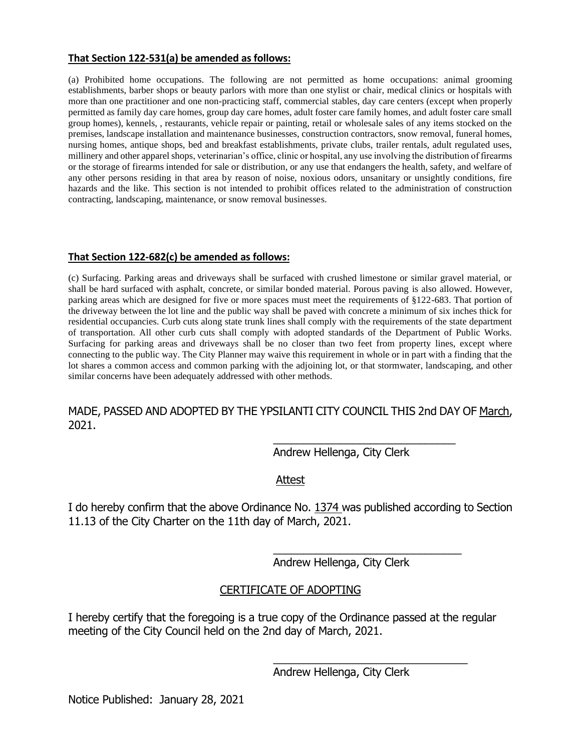**That Section 122-531(a) be amended as follows:**

(a) Prohibited home occupations. The following are not permitted as home occupations: animal grooming establishments, barber shops or beauty parlors with more than one stylist or chair, medical clinics or hospitals with more than one practitioner and one non-practicing staff, commercial stables, day care centers (except when properly permitted as family day care homes, group day care homes, adult foster care family homes, and adult foster care small group homes), kennels, , restaurants, vehicle repair or painting, retail or wholesale sales of any items stocked on the premises, landscape installation and maintenance businesses, construction contractors, snow removal, funeral homes, nursing homes, antique shops, bed and breakfast establishments, private clubs, trailer rentals, adult regulated uses, millinery and other apparel shops, veterinarian's office, clinic or hospital, any use involving the distribution of firearms or the storage of firearms intended for sale or distribution, or any use that endangers the health, safety, and welfare of any other persons residing in that area by reason of noise, noxious odors, unsanitary or unsightly conditions, fire hazards and the like. This section is not intended to prohibit offices related to the administration of construction contracting, landscaping, maintenance, or snow removal businesses.

**That Section 122-682(c) be amended as follows:**

(c) Surfacing. Parking areas and driveways shall be surfaced with crushed limestone or similar gravel material, or shall be hard surfaced with asphalt, concrete, or similar bonded material. Porous paving is also allowed. However, parking areas which are designed for five or more spaces must meet the requirements of §122-683. That portion of the driveway between the lot line and the public way shall be paved with concrete a minimum of six inches thick for residential occupancies. Curb cuts along state trunk lines shall comply with the requirements of the state department of transportation. All other curb cuts shall comply with adopted standards of the Department of Public Works. Surfacing for parking areas and driveways shall be no closer than two feet from property lines, except where connecting to the public way. The City Planner may waive this requirement in whole or in part with a finding that the lot shares a common access and common parking with the adjoining lot, or that stormwater, landscaping, and other similar concerns have been adequately addressed with other methods.

MADE, PASSED AND ADOPTED BY THE YPSILANTI CITY COUNCIL THIS 2nd DAY OF March, 2021.

\_\_\_\_\_\_\_\_\_\_\_\_\_\_\_\_\_\_\_\_\_\_\_\_\_\_\_\_\_\_

Andrew Hellenga, City Clerk

Attest

I do hereby confirm that the above Ordinance No. 1374 was published according to Section 11.13 of the City Charter on the 11th day of March, 2021.

\_\_\_\_\_\_\_\_\_\_\_\_\_\_\_\_\_\_\_\_\_\_\_\_\_\_\_\_\_\_

Andrew Hellenga, City Clerk

CERTIFICATE OF ADOPTING

I hereby certify that the foregoing is a true copy of the Ordinance passed at the regular meeting of the City Council held on the 2nd day of March, 2021.

\_\_\_\_\_\_\_\_\_\_\_\_\_\_\_\_\_\_\_\_\_\_\_\_\_\_\_\_\_\_

Andrew Hellenga, City Clerk

Notice Published: January 28, 2021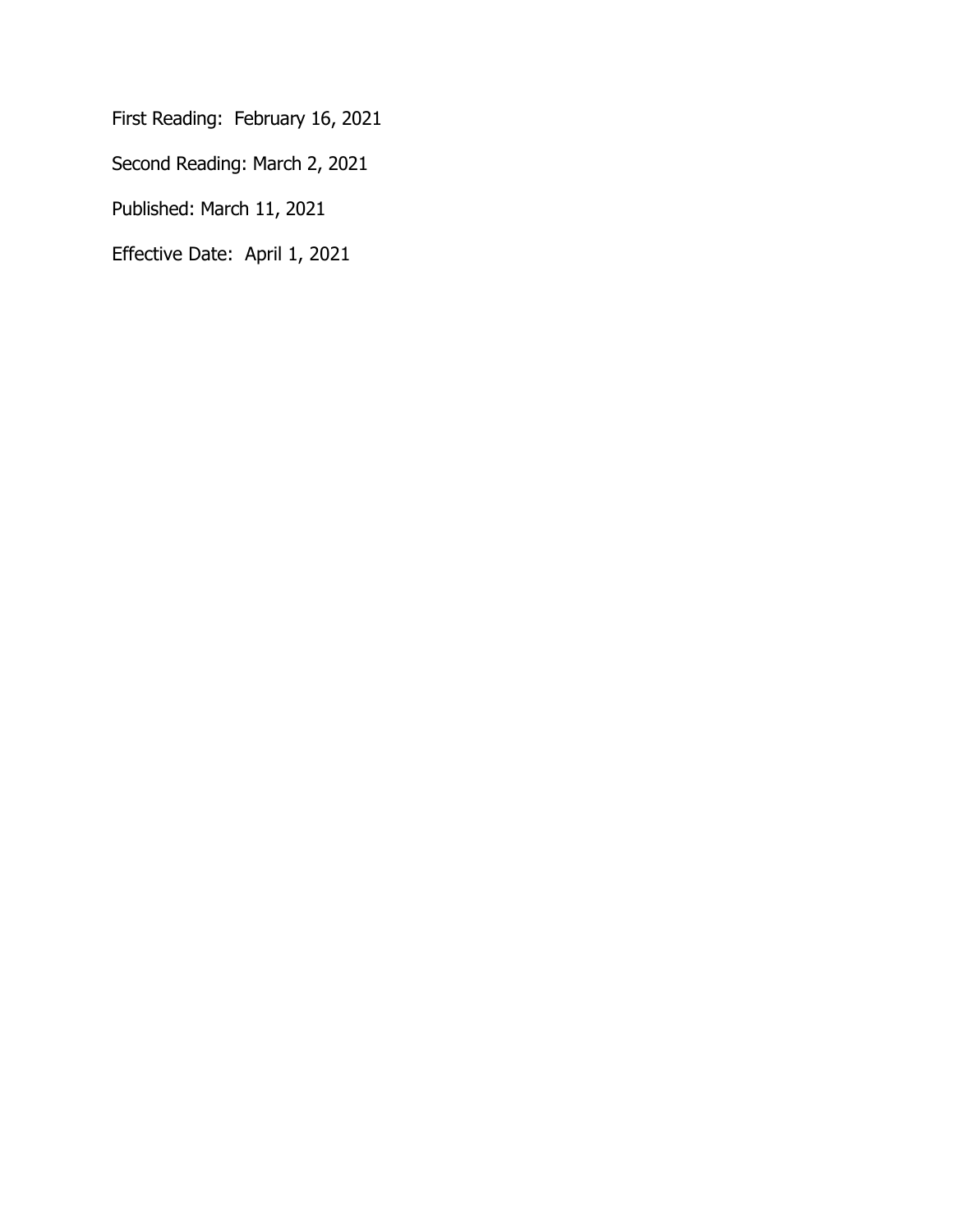First Reading: February 16, 2021

Second Reading: March 2, 2021

Published: March 11, 2021

Effective Date: April 1, 2021